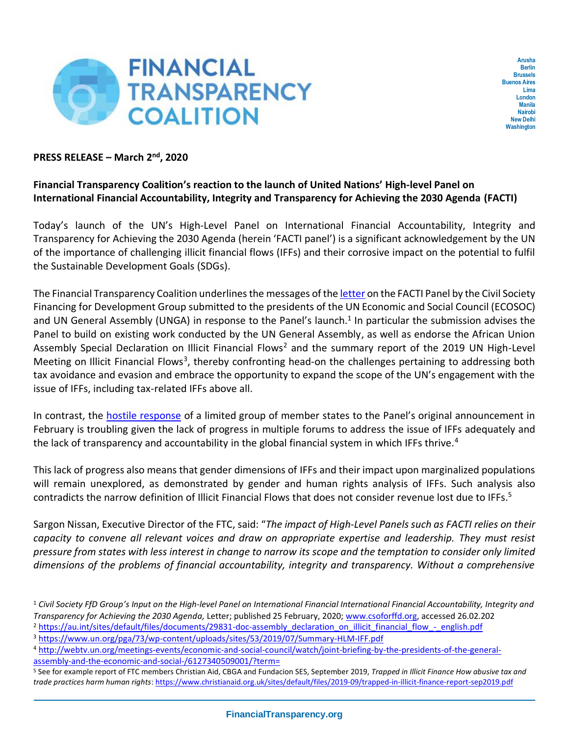# FINANCIAL TRANSPARENCY COALITION

Arusha
Berlin
Brussels
Buenos Aires
Lima
London
Manila
Nairobi
New Delhi
Washington

**PRESS RELEASE – March 2nd, 2020**

**Financial Transparency Coalition's reaction to the launch of United Nations' High-level Panel on International Financial Accountability, Integrity and Transparency for Achieving the 2030 Agenda (FACTI)**

Today's launch of the UN's High-Level Panel on International Financial Accountability, Integrity and Transparency for Achieving the 2030 Agenda (herein 'FACTI panel') is a significant acknowledgement by the UN of the importance of challenging illicit financial flows (IFFs) and their corrosive impact on the potential to fulfil the Sustainable Development Goals (SDGs).

The Financial Transparency Coalition underlines the messages of the letter on the FACTI Panel by the Civil Society Financing for Development Group submitted to the presidents of the UN Economic and Social Council (ECOSOC) and UN General Assembly (UNGA) in response to the Panel's launch.[1] In particular the submission advises the Panel to build on existing work conducted by the UN General Assembly, as well as endorse the African Union Assembly Special Declaration on Illicit Financial Flows[2] and the summary report of the 2019 UN High-Level Meeting on Illicit Financial Flows[3], thereby confronting head-on the challenges pertaining to addressing both tax avoidance and evasion and embrace the opportunity to expand the scope of the UN's engagement with the issue of IFFs, including tax-related IFFs above all.

In contrast, the hostile response of a limited group of member states to the Panel's original announcement in February is troubling given the lack of progress in multiple forums to address the issue of IFFs adequately and the lack of transparency and accountability in the global financial system in which IFFs thrive.[4]

This lack of progress also means that gender dimensions of IFFs and their impact upon marginalized populations will remain unexplored, as demonstrated by gender and human rights analysis of IFFs. Such analysis also contradicts the narrow definition of Illicit Financial Flows that does not consider revenue lost due to IFFs.[5]

Sargon Nissan, Executive Director of the FTC, said: "*The impact of High-Level Panels such as FACTI relies on their capacity to convene all relevant voices and draw on appropriate expertise and leadership. They must resist pressure from states with less interest in change to narrow its scope and the temptation to consider only limited dimensions of the problems of financial accountability, integrity and transparency. Without a comprehensive*

---

[1] *Civil Society FfD Group's Input on the High-level Panel on International Financial International Financial Accountability, Integrity and Transparency for Achieving the 2030 Agenda,* Letter; published 25 February, 2020; www.csoforffd.org, accessed 26.02.202

[2] https://au.int/sites/default/files/documents/29831-doc-assembly_declaration_on_illicit_financial_flow_-_english.pdf

[3] https://www.un.org/pga/73/wp-content/uploads/sites/53/2019/07/Summary-HLM-IFF.pdf

[4] http://webtv.un.org/meetings-events/economic-and-social-council/watch/joint-briefing-by-the-presidents-of-the-general-assembly-and-the-economic-and-social-/6127340509001/?term=

[5] See for example report of FTC members Christian Aid, CBGA and Fundacion SES, September 2019, *Trapped in Illicit Finance How abusive tax and trade practices harm human rights*: https://www.christianaid.org.uk/sites/default/files/2019-09/trapped-in-illicit-finance-report-sep2019.pdf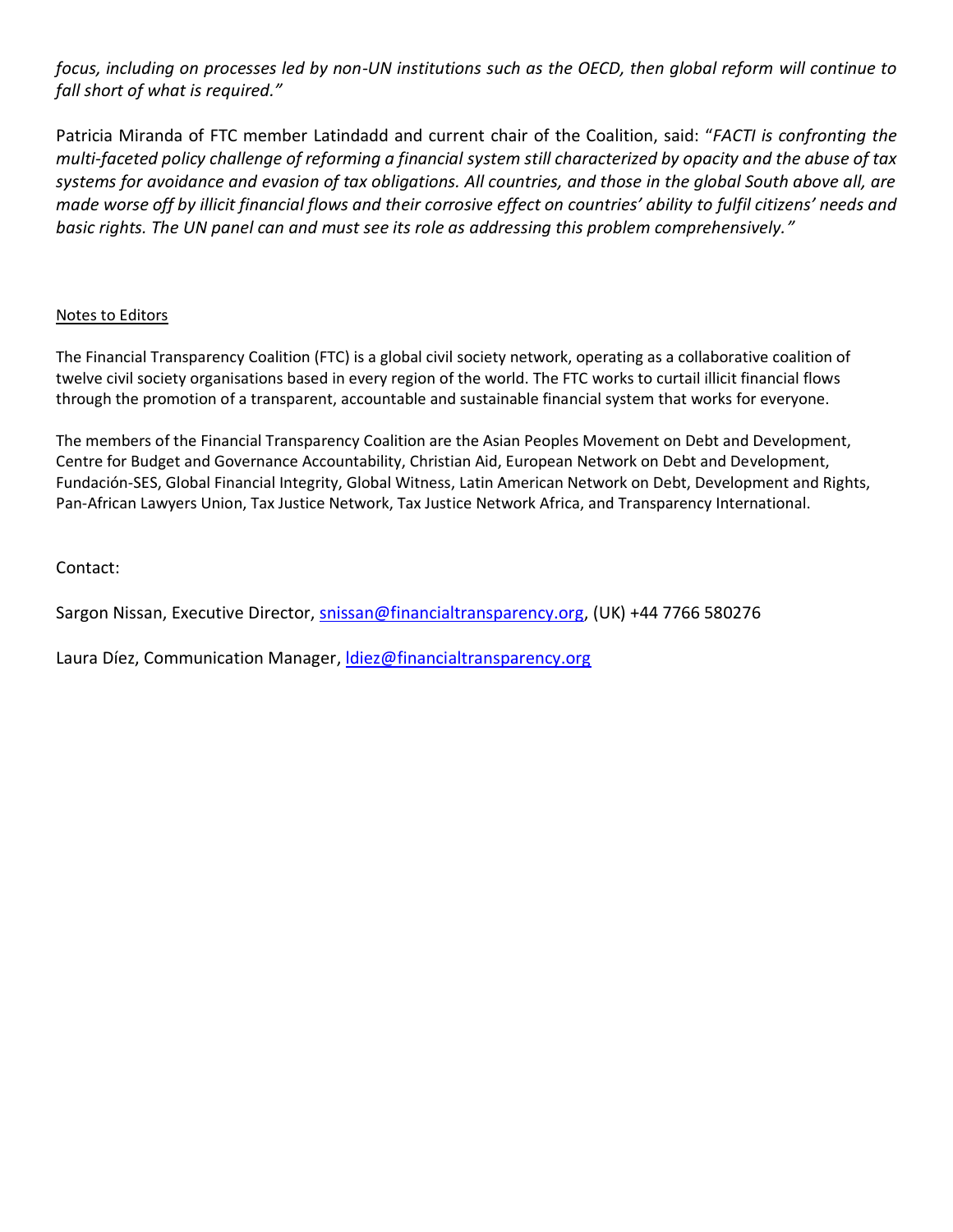*focus, including on processes led by non-UN institutions such as the OECD, then global reform will continue to fall short of what is required."*

Patricia Miranda of FTC member Latindadd and current chair of the Coalition, said: "*FACTI is confronting the multi-faceted policy challenge of reforming a financial system still characterized by opacity and the abuse of tax systems for avoidance and evasion of tax obligations. All countries, and those in the global South above all, are made worse off by illicit financial flows and their corrosive effect on countries' ability to fulfil citizens' needs and basic rights. The UN panel can and must see its role as addressing this problem comprehensively."*

Notes to Editors

The Financial Transparency Coalition (FTC) is a global civil society network, operating as a collaborative coalition of twelve civil society organisations based in every region of the world. The FTC works to curtail illicit financial flows through the promotion of a transparent, accountable and sustainable financial system that works for everyone.

The members of the Financial Transparency Coalition are the Asian Peoples Movement on Debt and Development, Centre for Budget and Governance Accountability, Christian Aid, European Network on Debt and Development, Fundación-SES, Global Financial Integrity, Global Witness, Latin American Network on Debt, Development and Rights, Pan-African Lawyers Union, Tax Justice Network, Tax Justice Network Africa, and Transparency International.

Contact:

Sargon Nissan, Executive Director, snissan@financialtransparency.org, (UK) +44 7766 580276

Laura Díez, Communication Manager, ldiez@financialtransparency.org